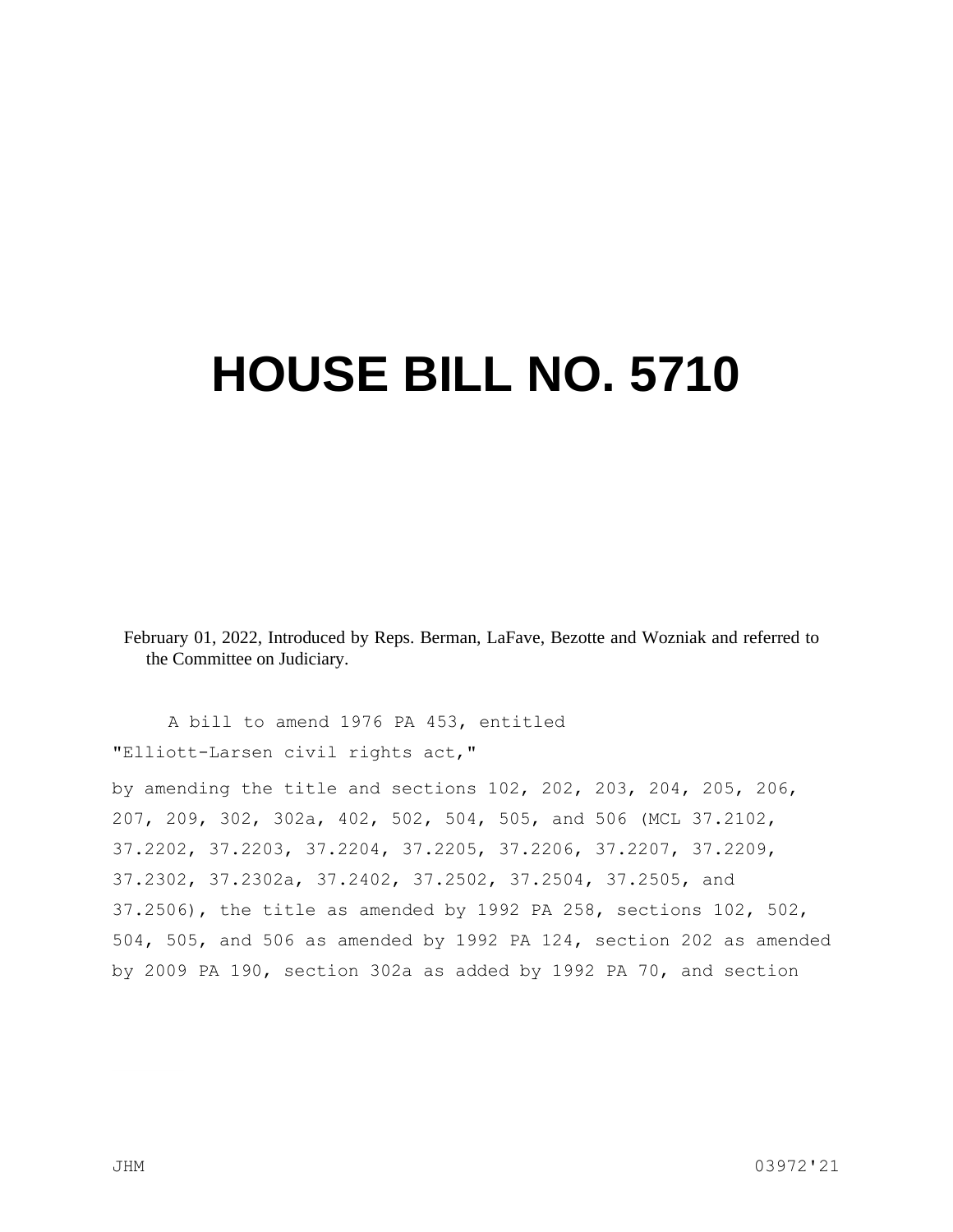# HOUSE BILL NO. 5710

February 01, 2022, Introduced by Reps. Berman, LaFave, Bezotte and Wozniak and referred to the Committee on Judiciary.

A bill to amend 1976 PA 453, entitled

"Elliott-Larsen civil rights act,"

by amending the title and sections 102, 202, 203, 204, 205, 206, 207, 209, 302, 302a, 402, 502, 504, 505, and 506 (MCL 37.2102, 37.2202, 37.2203, 37.2204, 37.2205, 37.2206, 37.2207, 37.2209, 37.2302, 37.2302a, 37.2402, 37.2502, 37.2504, 37.2505, and 37.2506), the title as amended by 1992 PA 258, sections 102, 502, 504, 505, and 506 as amended by 1992 PA 124, section 202 as amended by 2009 PA 190, section 302a as added by 1992 PA 70, and section

JHM 03972'21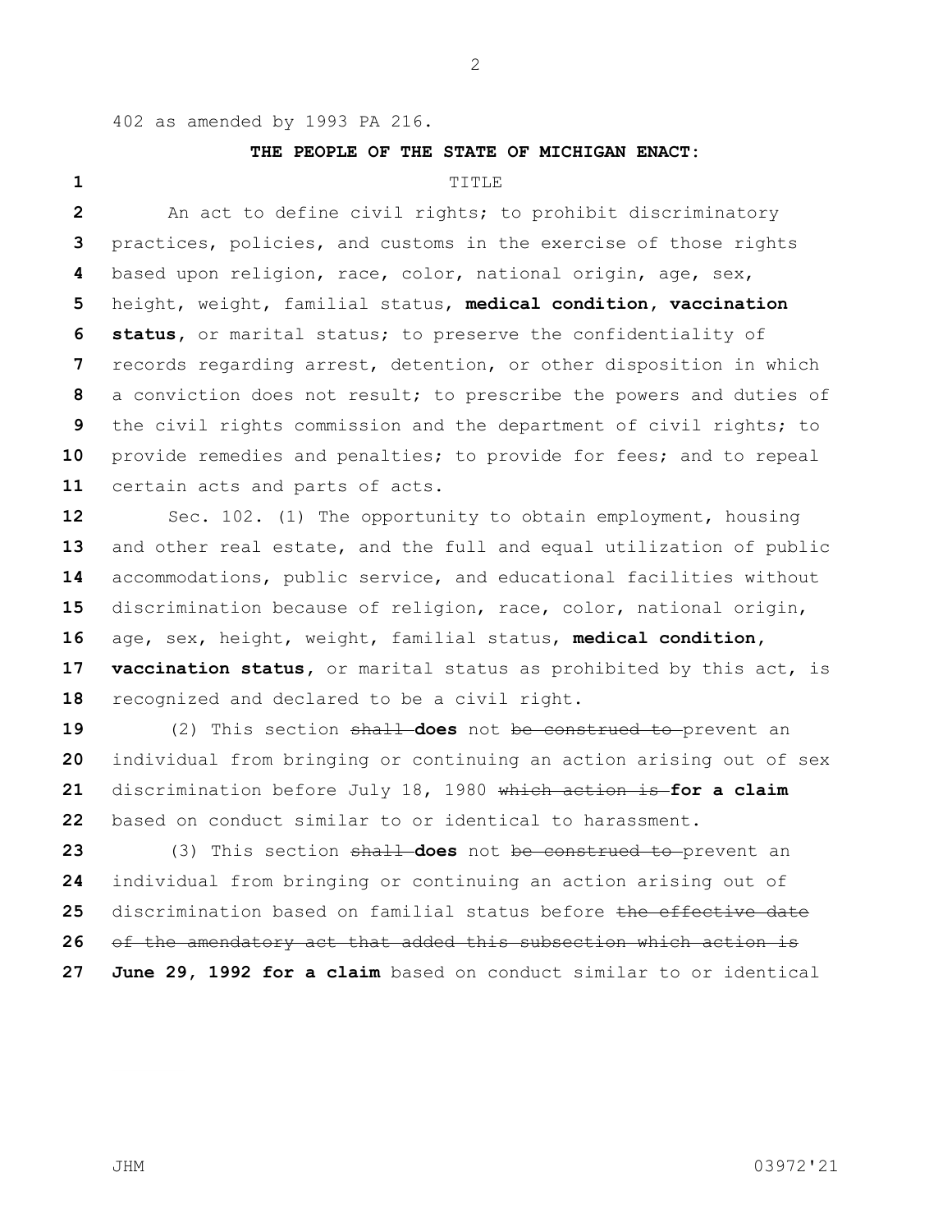402 as amended by 1993 PA 216.

**THE PEOPLE OF THE STATE OF MICHIGAN ENACT:**

TITLE

An act to define civil rights; to prohibit discriminatory practices, policies, and customs in the exercise of those rights based upon religion, race, color, national origin, age, sex, height, weight, familial status, **medical condition, vaccination status,** or marital status; to preserve the confidentiality of records regarding arrest, detention, or other disposition in which a conviction does not result; to prescribe the powers and duties of the civil rights commission and the department of civil rights; to provide remedies and penalties; to provide for fees; and to repeal certain acts and parts of acts.

Sec. 102. (1) The opportunity to obtain employment, housing and other real estate, and the full and equal utilization of public accommodations, public service, and educational facilities without discrimination because of religion, race, color, national origin, age, sex, height, weight, familial status, **medical condition, vaccination status,** or marital status as prohibited by this act, is recognized and declared to be a civil right.

(2) This section ~~shall~~ **does** not ~~be construed to~~ prevent an individual from bringing or continuing an action arising out of sex discrimination before July 18, 1980 ~~which action is~~ **for a claim** based on conduct similar to or identical to harassment.

(3) This section ~~shall~~ **does** not ~~be construed to~~ prevent an individual from bringing or continuing an action arising out of discrimination based on familial status before ~~the effective date of the amendatory act that added this subsection which action is~~ **June 29, 1992 for a claim** based on conduct similar to or identical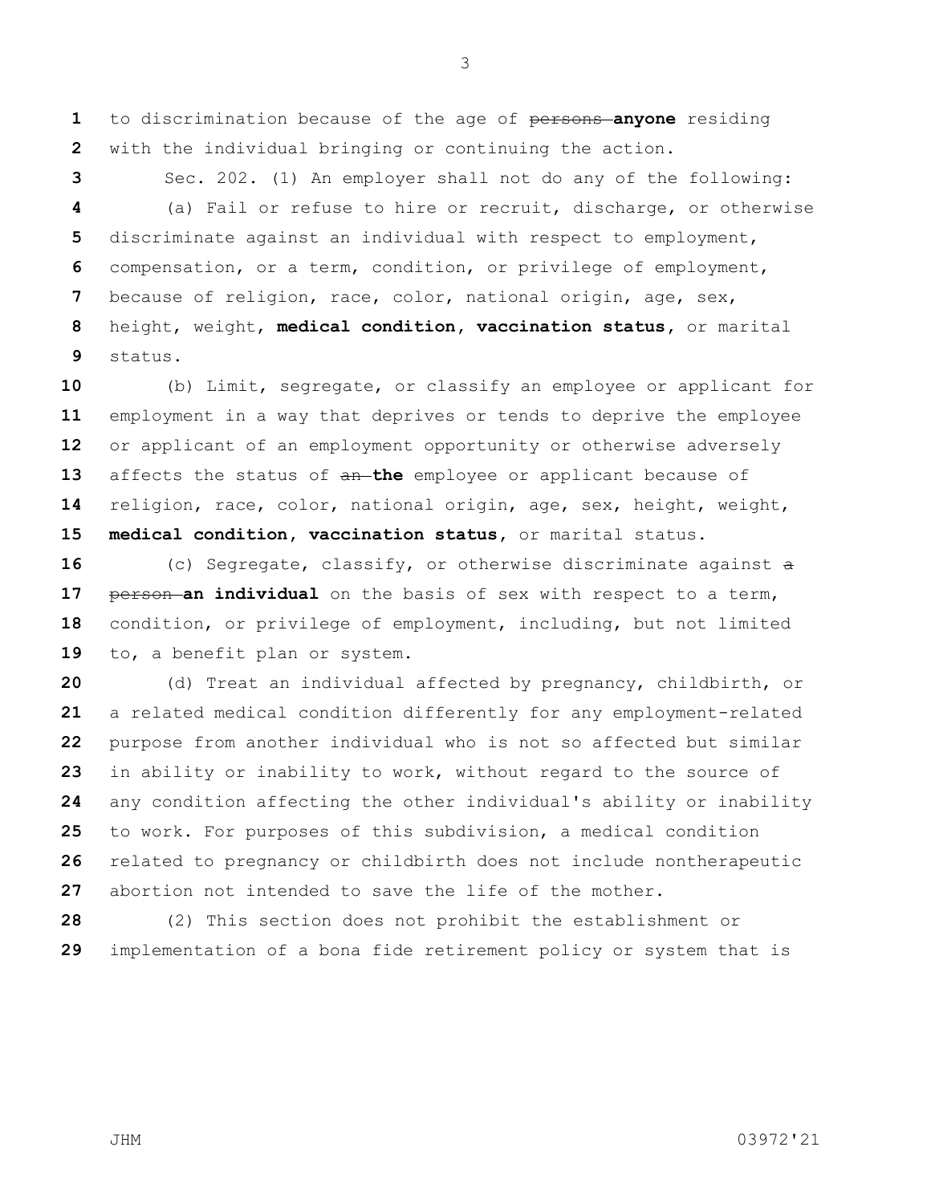to discrimination because of the age of ~~persons~~ **anyone** residing with the individual bringing or continuing the action.

Sec. 202. (1) An employer shall not do any of the following:

(a) Fail or refuse to hire or recruit, discharge, or otherwise discriminate against an individual with respect to employment, compensation, or a term, condition, or privilege of employment, because of religion, race, color, national origin, age, sex, height, weight, **medical condition**, **vaccination status**, or marital status.

(b) Limit, segregate, or classify an employee or applicant for employment in a way that deprives or tends to deprive the employee or applicant of an employment opportunity or otherwise adversely affects the status of ~~an~~ **the** employee or applicant because of religion, race, color, national origin, age, sex, height, weight, **medical condition**, **vaccination status**, or marital status.

(c) Segregate, classify, or otherwise discriminate against ~~a person~~ **an individual** on the basis of sex with respect to a term, condition, or privilege of employment, including, but not limited to, a benefit plan or system.

(d) Treat an individual affected by pregnancy, childbirth, or a related medical condition differently for any employment-related purpose from another individual who is not so affected but similar in ability or inability to work, without regard to the source of any condition affecting the other individual's ability or inability to work. For purposes of this subdivision, a medical condition related to pregnancy or childbirth does not include nontherapeutic abortion not intended to save the life of the mother.

(2) This section does not prohibit the establishment or implementation of a bona fide retirement policy or system that is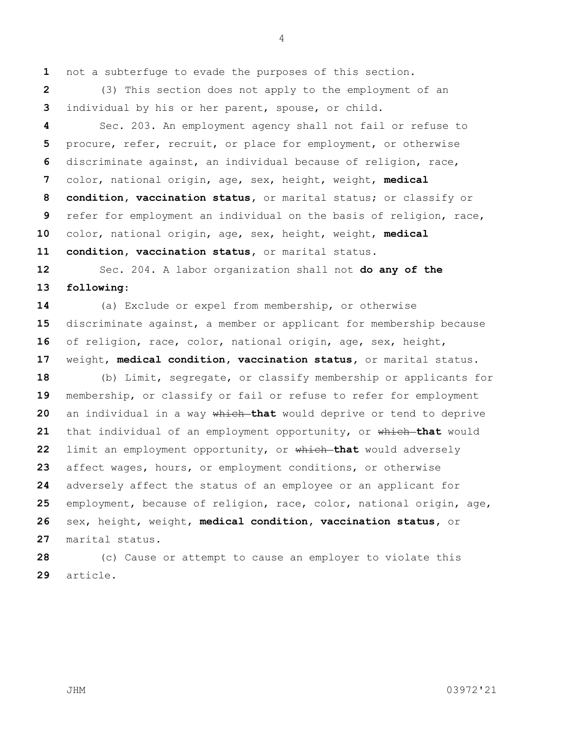not a subterfuge to evade the purposes of this section.

(3) This section does not apply to the employment of an individual by his or her parent, spouse, or child.

Sec. 203. An employment agency shall not fail or refuse to procure, refer, recruit, or place for employment, or otherwise discriminate against, an individual because of religion, race, color, national origin, age, sex, height, weight, **medical condition, vaccination status,** or marital status; or classify or refer for employment an individual on the basis of religion, race, color, national origin, age, sex, height, weight, **medical condition, vaccination status,** or marital status.

Sec. 204. A labor organization shall not **do any of the following:**

(a) Exclude or expel from membership, or otherwise discriminate against, a member or applicant for membership because of religion, race, color, national origin, age, sex, height, weight, **medical condition, vaccination status,** or marital status.

(b) Limit, segregate, or classify membership or applicants for membership, or classify or fail or refuse to refer for employment an individual in a way ~~which~~ **that** would deprive or tend to deprive that individual of an employment opportunity, or ~~which~~ **that** would limit an employment opportunity, or ~~which~~ **that** would adversely affect wages, hours, or employment conditions, or otherwise adversely affect the status of an employee or an applicant for employment, because of religion, race, color, national origin, age, sex, height, weight, **medical condition, vaccination status,** or marital status.

(c) Cause or attempt to cause an employer to violate this article.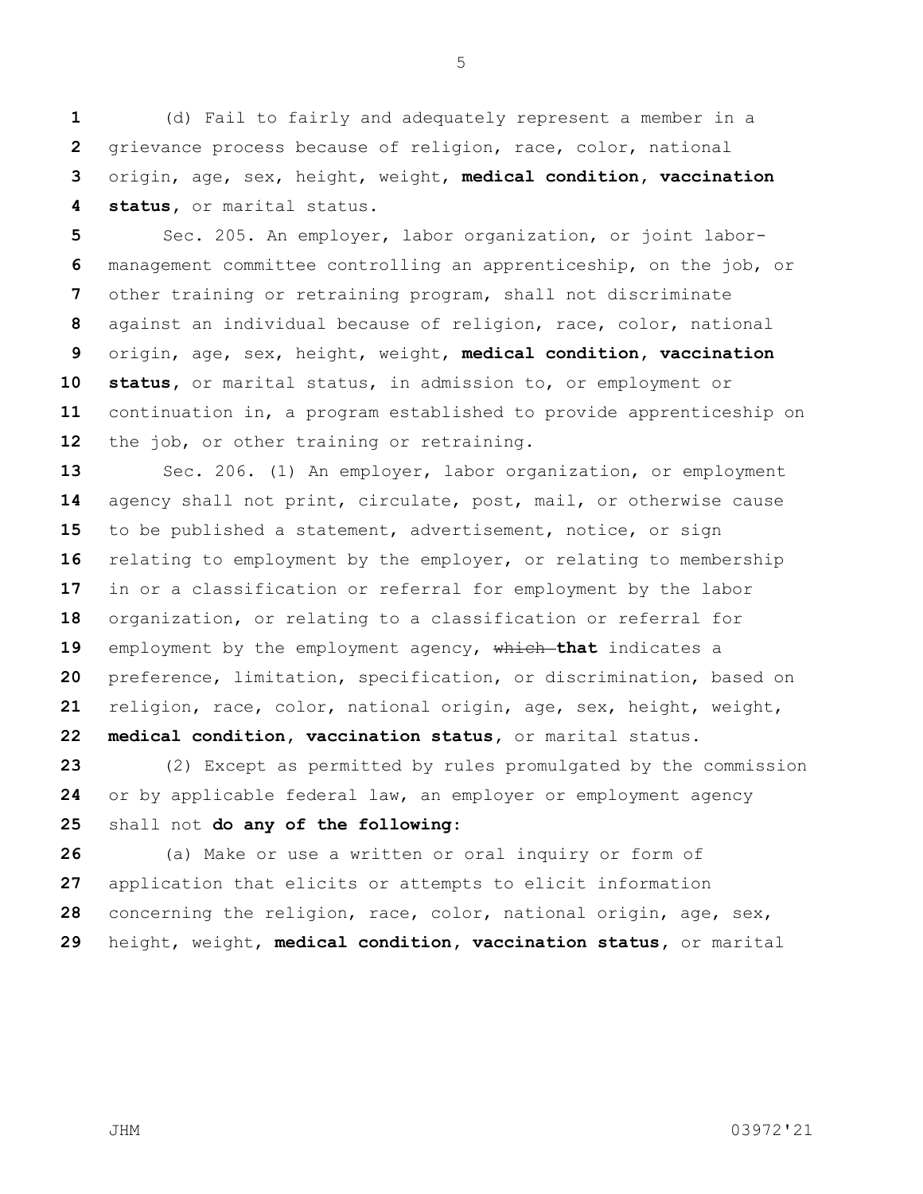(d) Fail to fairly and adequately represent a member in a grievance process because of religion, race, color, national origin, age, sex, height, weight, **medical condition**, **vaccination status**, or marital status.

Sec. 205. An employer, labor organization, or joint labor-management committee controlling an apprenticeship, on the job, or other training or retraining program, shall not discriminate against an individual because of religion, race, color, national origin, age, sex, height, weight, **medical condition**, **vaccination status**, or marital status, in admission to, or employment or continuation in, a program established to provide apprenticeship on the job, or other training or retraining.

Sec. 206. (1) An employer, labor organization, or employment agency shall not print, circulate, post, mail, or otherwise cause to be published a statement, advertisement, notice, or sign relating to employment by the employer, or relating to membership in or a classification or referral for employment by the labor organization, or relating to a classification or referral for employment by the employment agency, ~~which~~ **that** indicates a preference, limitation, specification, or discrimination, based on religion, race, color, national origin, age, sex, height, weight, **medical condition**, **vaccination status**, or marital status.

(2) Except as permitted by rules promulgated by the commission or by applicable federal law, an employer or employment agency shall not **do any of the following:**

(a) Make or use a written or oral inquiry or form of application that elicits or attempts to elicit information concerning the religion, race, color, national origin, age, sex, height, weight, **medical condition**, **vaccination status**, or marital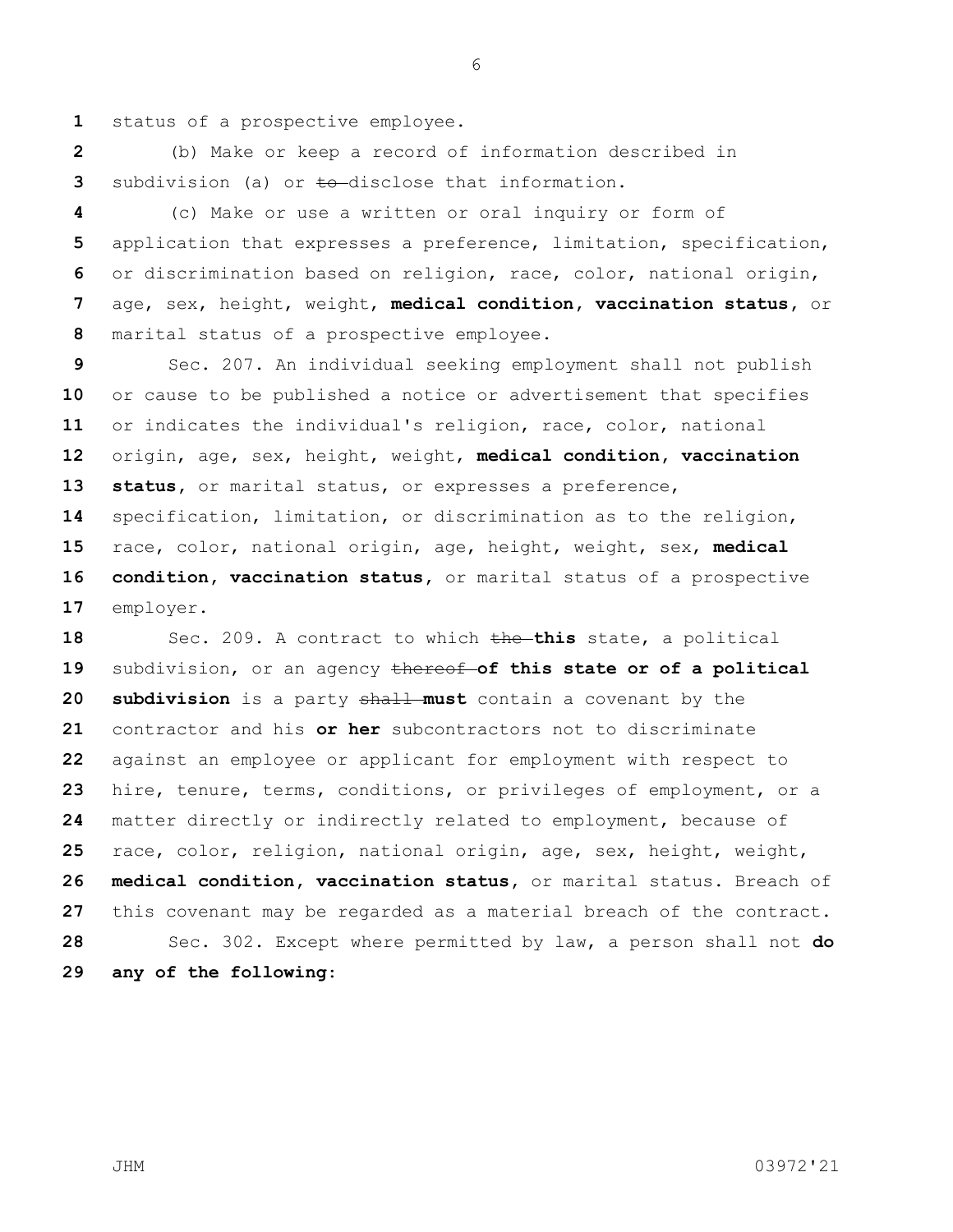status of a prospective employee.

(b) Make or keep a record of information described in subdivision (a) or ~~to~~ disclose that information.

(c) Make or use a written or oral inquiry or form of application that expresses a preference, limitation, specification, or discrimination based on religion, race, color, national origin, age, sex, height, weight, **medical condition, vaccination status,** or marital status of a prospective employee.

Sec. 207. An individual seeking employment shall not publish or cause to be published a notice or advertisement that specifies or indicates the individual's religion, race, color, national origin, age, sex, height, weight, **medical condition, vaccination status,** or marital status, or expresses a preference, specification, limitation, or discrimination as to the religion, race, color, national origin, age, height, weight, sex, **medical condition, vaccination status,** or marital status of a prospective employer.

Sec. 209. A contract to which ~~the~~ **this** state, a political subdivision, or an agency ~~thereof~~ **of this state or of a political subdivision** is a party ~~shall~~ **must** contain a covenant by the contractor and his **or her** subcontractors not to discriminate against an employee or applicant for employment with respect to hire, tenure, terms, conditions, or privileges of employment, or a matter directly or indirectly related to employment, because of race, color, religion, national origin, age, sex, height, weight, **medical condition, vaccination status,** or marital status. Breach of this covenant may be regarded as a material breach of the contract.

Sec. 302. Except where permitted by law, a person shall not **do any of the following:**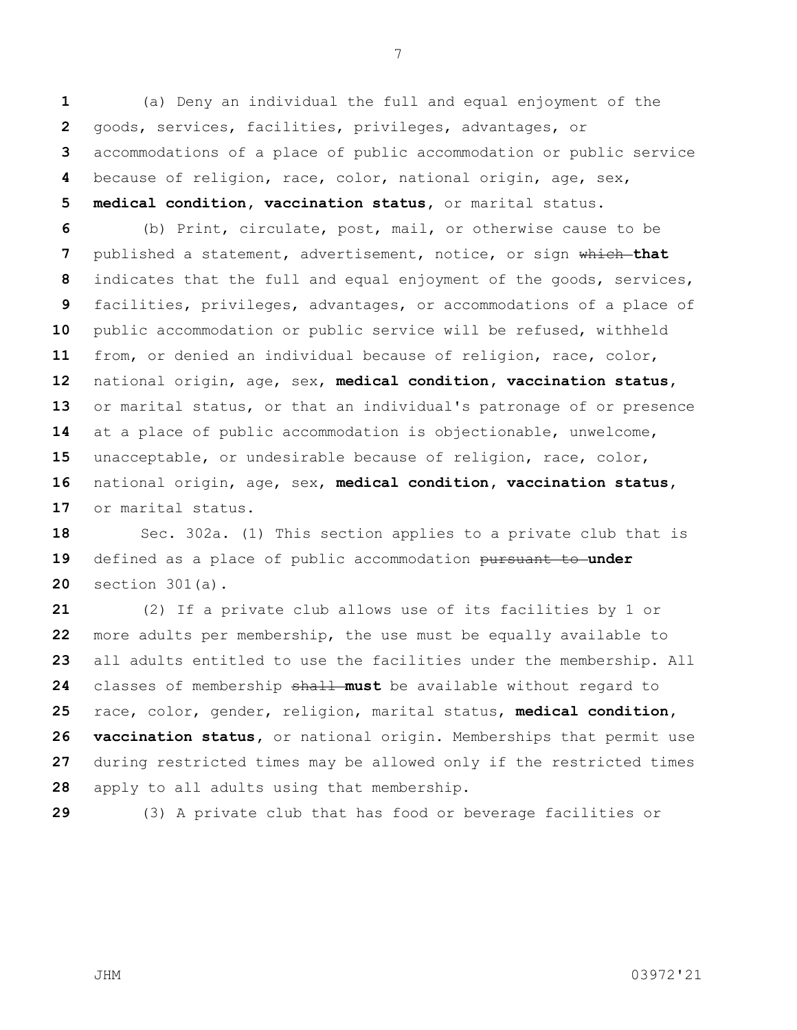(a) Deny an individual the full and equal enjoyment of the goods, services, facilities, privileges, advantages, or accommodations of a place of public accommodation or public service because of religion, race, color, national origin, age, sex, **medical condition, vaccination status,** or marital status.

(b) Print, circulate, post, mail, or otherwise cause to be published a statement, advertisement, notice, or sign ~~which~~ **that** indicates that the full and equal enjoyment of the goods, services, facilities, privileges, advantages, or accommodations of a place of public accommodation or public service will be refused, withheld from, or denied an individual because of religion, race, color, national origin, age, sex, **medical condition, vaccination status,** or marital status, or that an individual's patronage of or presence at a place of public accommodation is objectionable, unwelcome, unacceptable, or undesirable because of religion, race, color, national origin, age, sex, **medical condition, vaccination status,** or marital status.

Sec. 302a. (1) This section applies to a private club that is defined as a place of public accommodation ~~pursuant to~~ **under** section 301(a).

(2) If a private club allows use of its facilities by 1 or more adults per membership, the use must be equally available to all adults entitled to use the facilities under the membership. All classes of membership ~~shall~~ **must** be available without regard to race, color, gender, religion, marital status, **medical condition, vaccination status,** or national origin. Memberships that permit use during restricted times may be allowed only if the restricted times apply to all adults using that membership.

(3) A private club that has food or beverage facilities or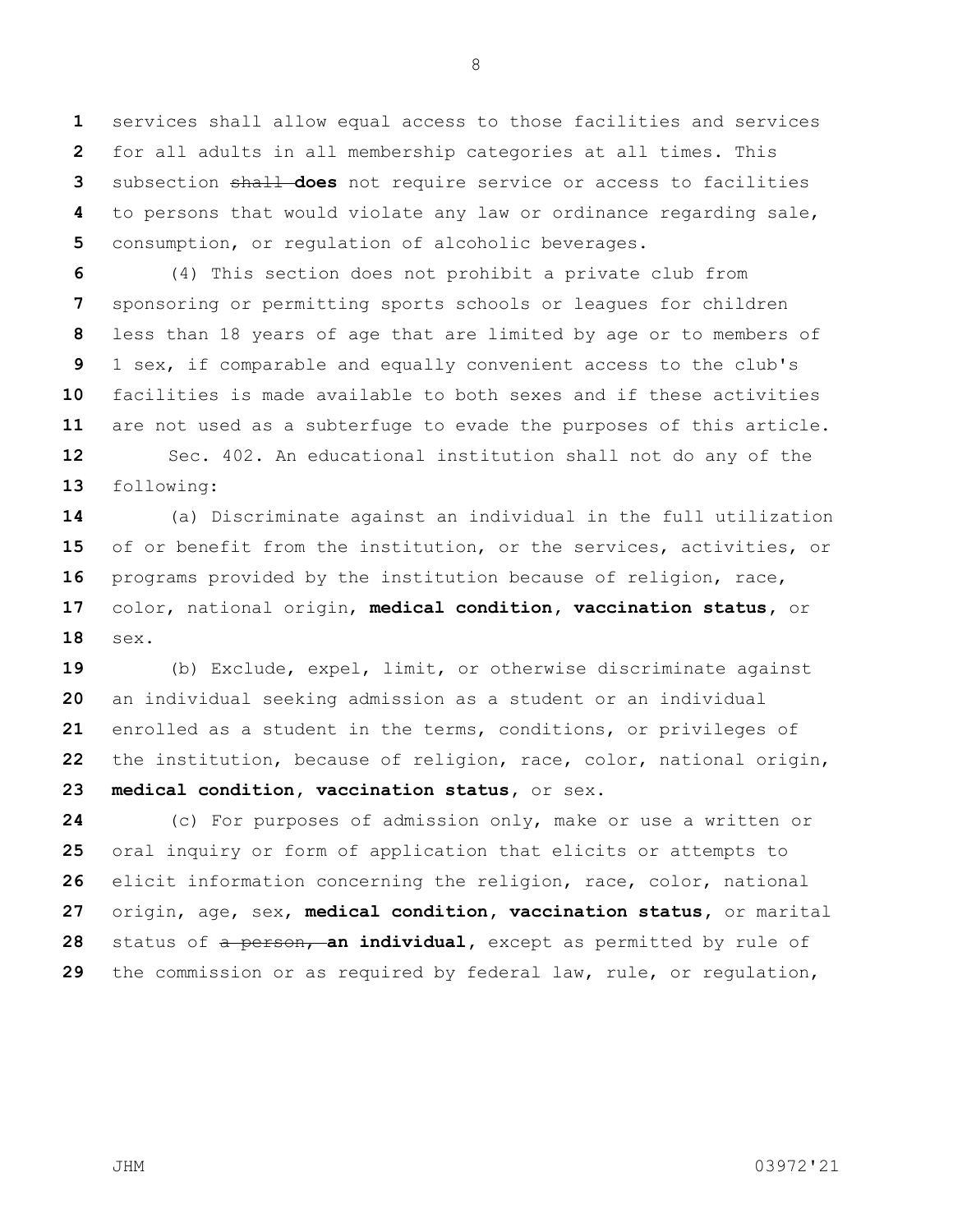services shall allow equal access to those facilities and services for all adults in all membership categories at all times. This subsection ~~shall~~ **does** not require service or access to facilities to persons that would violate any law or ordinance regarding sale, consumption, or regulation of alcoholic beverages.

(4) This section does not prohibit a private club from sponsoring or permitting sports schools or leagues for children less than 18 years of age that are limited by age or to members of 1 sex, if comparable and equally convenient access to the club's facilities is made available to both sexes and if these activities are not used as a subterfuge to evade the purposes of this article.

Sec. 402. An educational institution shall not do any of the following:

(a) Discriminate against an individual in the full utilization of or benefit from the institution, or the services, activities, or programs provided by the institution because of religion, race, color, national origin, **medical condition, vaccination status,** or sex.

(b) Exclude, expel, limit, or otherwise discriminate against an individual seeking admission as a student or an individual enrolled as a student in the terms, conditions, or privileges of the institution, because of religion, race, color, national origin, **medical condition, vaccination status,** or sex.

(c) For purposes of admission only, make or use a written or oral inquiry or form of application that elicits or attempts to elicit information concerning the religion, race, color, national origin, age, sex, **medical condition, vaccination status,** or marital status of ~~a person,~~ **an individual,** except as permitted by rule of the commission or as required by federal law, rule, or regulation,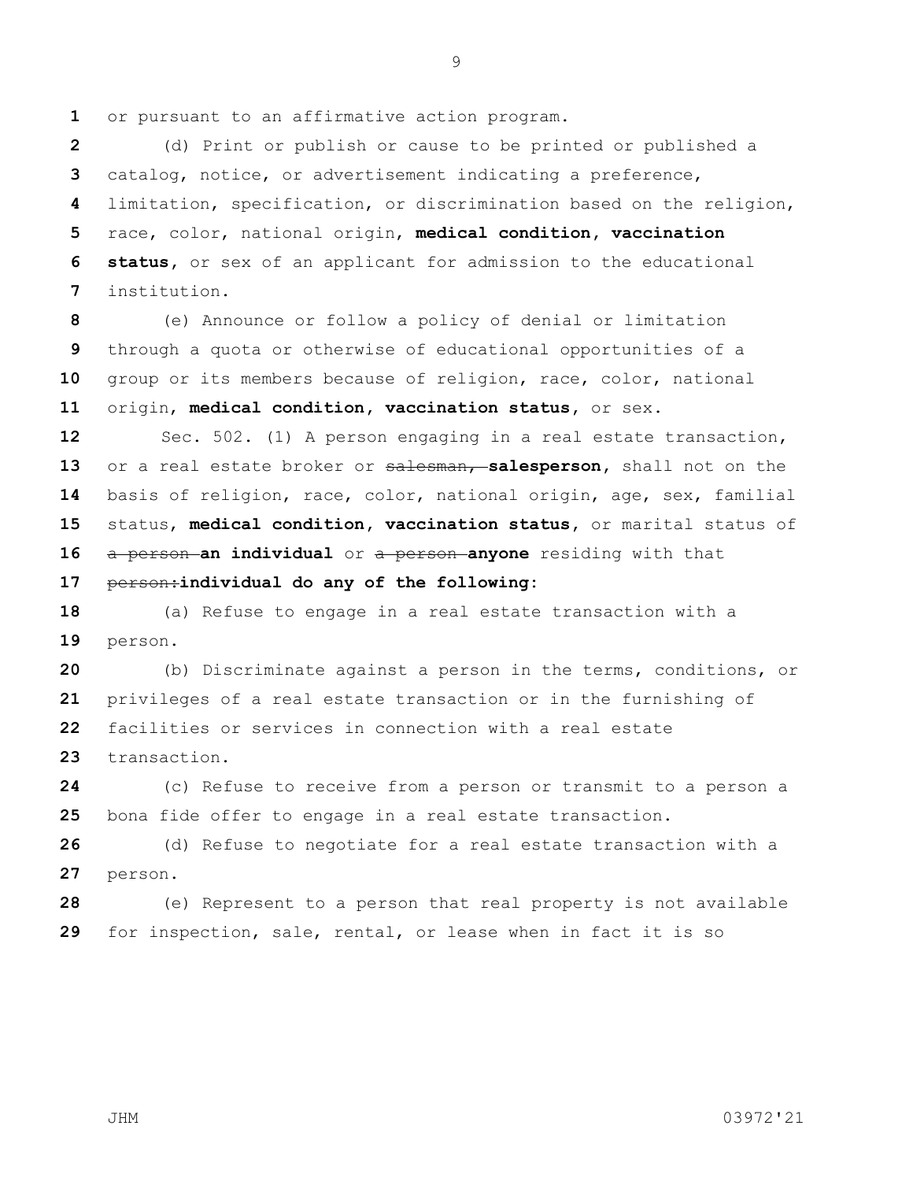or pursuant to an affirmative action program.

(d) Print or publish or cause to be printed or published a catalog, notice, or advertisement indicating a preference, limitation, specification, or discrimination based on the religion, race, color, national origin, **medical condition**, **vaccination status**, or sex of an applicant for admission to the educational institution.

(e) Announce or follow a policy of denial or limitation through a quota or otherwise of educational opportunities of a group or its members because of religion, race, color, national origin, **medical condition**, **vaccination status**, or sex.

Sec. 502. (1) A person engaging in a real estate transaction, or a real estate broker or ~~salesman,~~ **salesperson**, shall not on the basis of religion, race, color, national origin, age, sex, familial status, **medical condition**, **vaccination status**, or marital status of ~~a person~~ **an individual** or ~~a person~~ **anyone** residing with that ~~person:~~**individual do any of the following:**

(a) Refuse to engage in a real estate transaction with a person.

(b) Discriminate against a person in the terms, conditions, or privileges of a real estate transaction or in the furnishing of facilities or services in connection with a real estate transaction.

(c) Refuse to receive from a person or transmit to a person a bona fide offer to engage in a real estate transaction.

(d) Refuse to negotiate for a real estate transaction with a person.

(e) Represent to a person that real property is not available for inspection, sale, rental, or lease when in fact it is so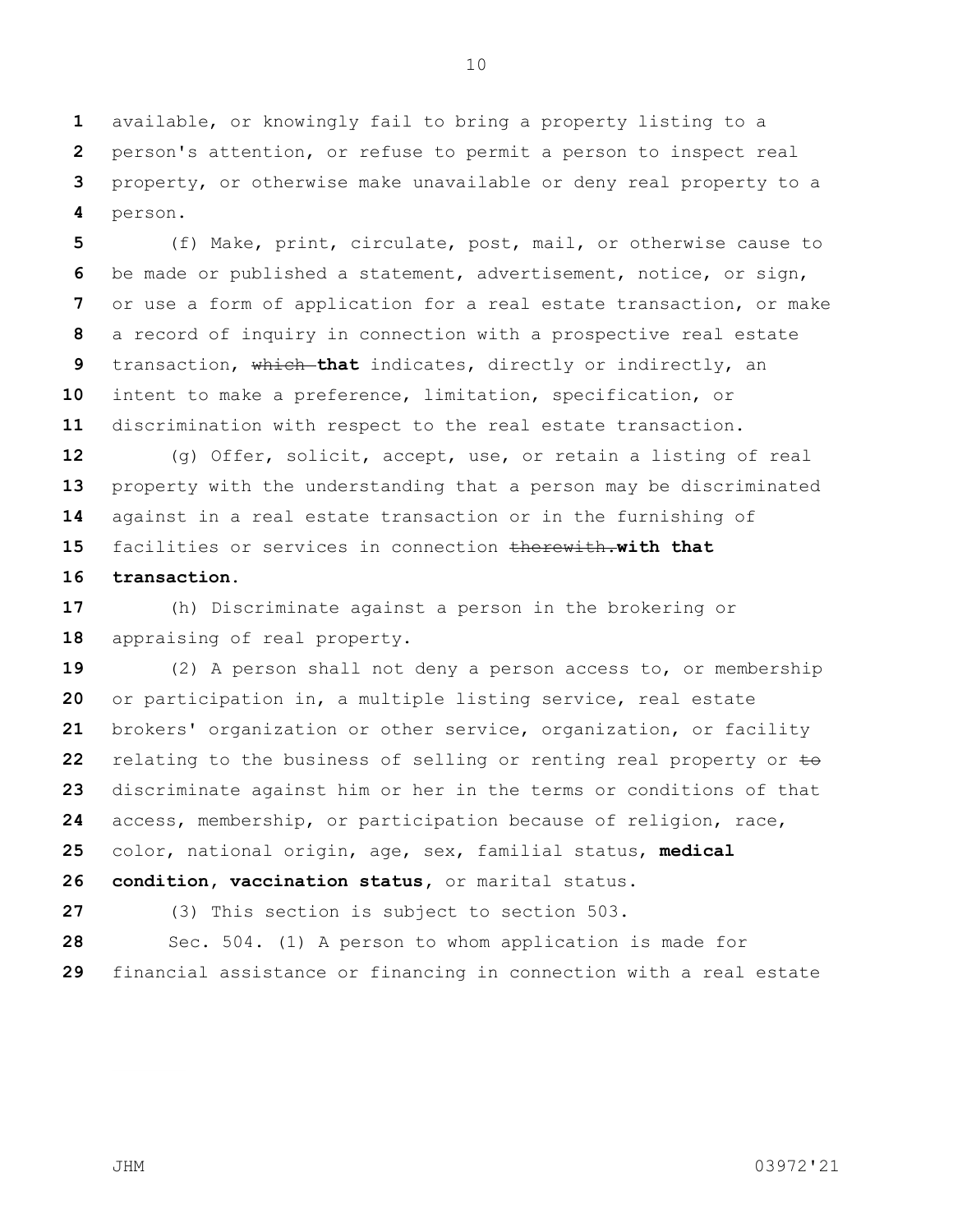available, or knowingly fail to bring a property listing to a person's attention, or refuse to permit a person to inspect real property, or otherwise make unavailable or deny real property to a person.

(f) Make, print, circulate, post, mail, or otherwise cause to be made or published a statement, advertisement, notice, or sign, or use a form of application for a real estate transaction, or make a record of inquiry in connection with a prospective real estate transaction, ~~which~~ **that** indicates, directly or indirectly, an intent to make a preference, limitation, specification, or discrimination with respect to the real estate transaction.

(g) Offer, solicit, accept, use, or retain a listing of real property with the understanding that a person may be discriminated against in a real estate transaction or in the furnishing of facilities or services in connection ~~therewith.~~ **with that transaction.**

(h) Discriminate against a person in the brokering or appraising of real property.

(2) A person shall not deny a person access to, or membership or participation in, a multiple listing service, real estate brokers' organization or other service, organization, or facility relating to the business of selling or renting real property or ~~to~~ discriminate against him or her in the terms or conditions of that access, membership, or participation because of religion, race, color, national origin, age, sex, familial status, **medical condition, vaccination status,** or marital status.

(3) This section is subject to section 503.

Sec. 504. (1) A person to whom application is made for financial assistance or financing in connection with a real estate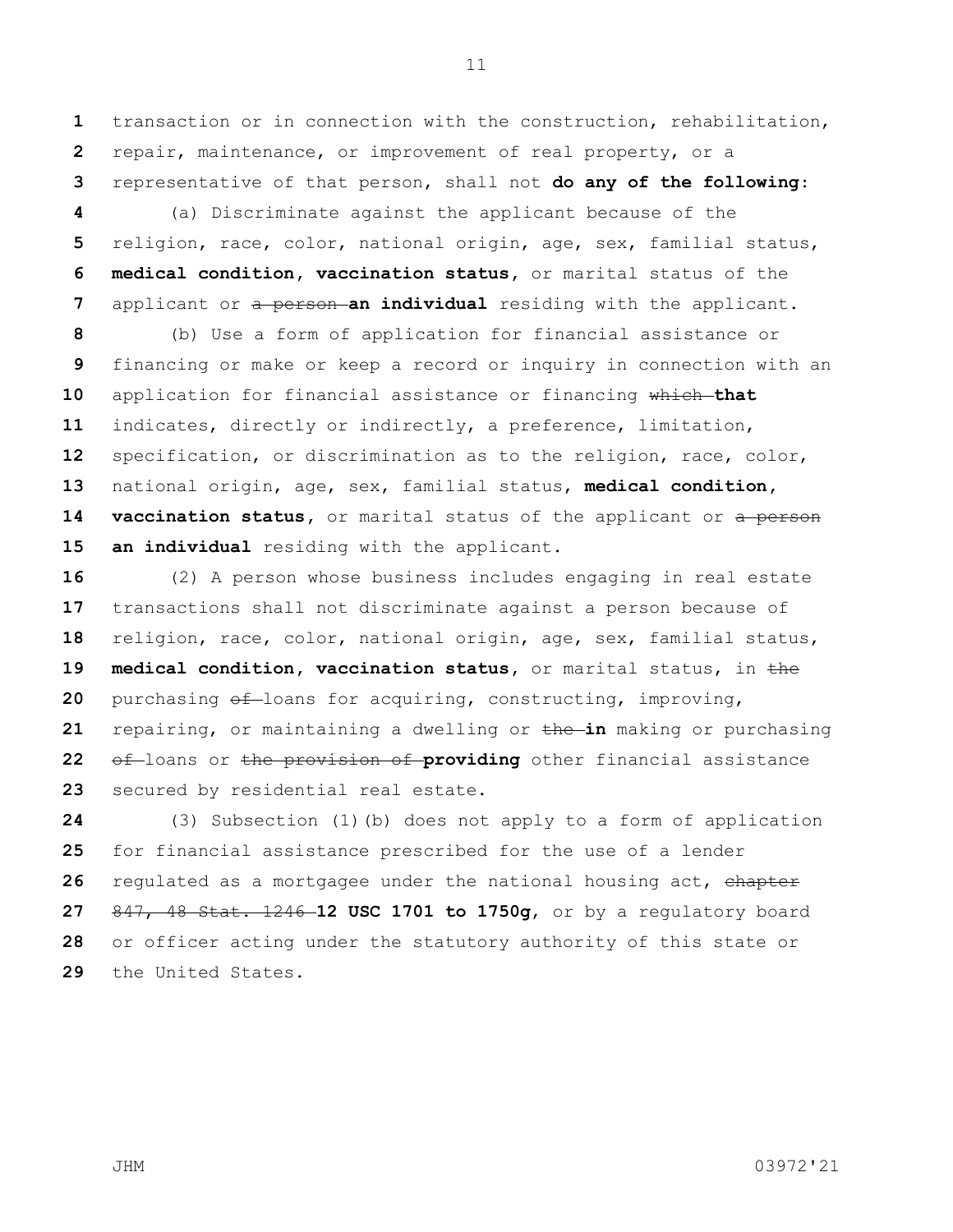transaction or in connection with the construction, rehabilitation, repair, maintenance, or improvement of real property, or a representative of that person, shall not **do any of the following**:

(a) Discriminate against the applicant because of the religion, race, color, national origin, age, sex, familial status, **medical condition, vaccination status,** or marital status of the applicant or ~~a person~~ **an individual** residing with the applicant.

(b) Use a form of application for financial assistance or financing or make or keep a record or inquiry in connection with an application for financial assistance or financing ~~which~~ **that** indicates, directly or indirectly, a preference, limitation, specification, or discrimination as to the religion, race, color, national origin, age, sex, familial status, **medical condition, vaccination status,** or marital status of the applicant or ~~a person~~ **an individual** residing with the applicant.

(2) A person whose business includes engaging in real estate transactions shall not discriminate against a person because of religion, race, color, national origin, age, sex, familial status, **medical condition, vaccination status,** or marital status, in ~~the~~ purchasing ~~of~~ loans for acquiring, constructing, improving, repairing, or maintaining a dwelling or ~~the~~ **in** making or purchasing ~~of~~ loans or ~~the provision of~~ **providing** other financial assistance secured by residential real estate.

(3) Subsection (1)(b) does not apply to a form of application for financial assistance prescribed for the use of a lender regulated as a mortgagee under the national housing act, ~~chapter 847, 48 Stat. 1246~~ **12 USC 1701 to 1750g**, or by a regulatory board or officer acting under the statutory authority of this state or the United States.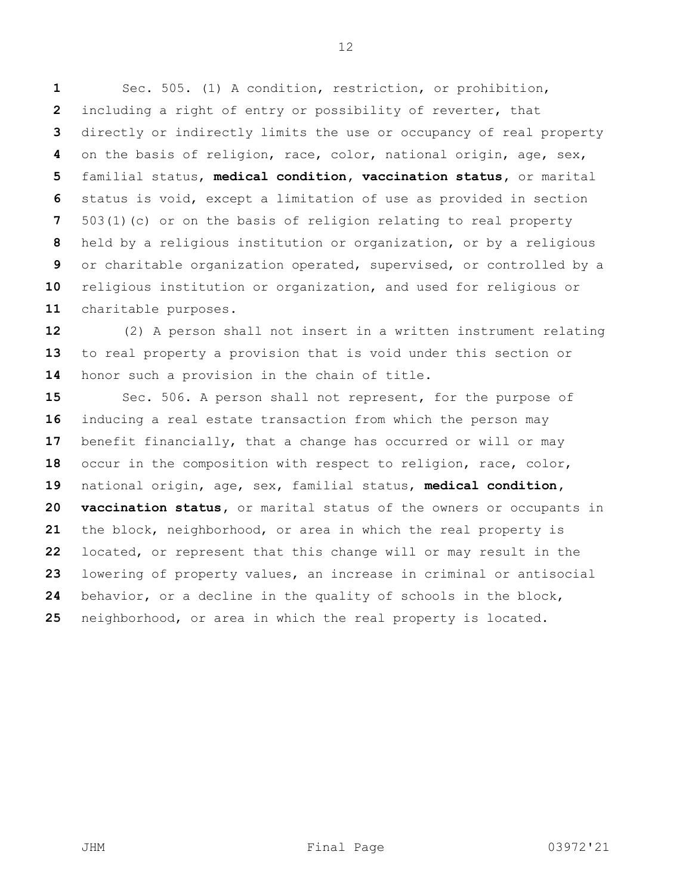Sec. 505. (1) A condition, restriction, or prohibition, including a right of entry or possibility of reverter, that directly or indirectly limits the use or occupancy of real property on the basis of religion, race, color, national origin, age, sex, familial status, **medical condition, vaccination status,** or marital status is void, except a limitation of use as provided in section 503(1)(c) or on the basis of religion relating to real property held by a religious institution or organization, or by a religious or charitable organization operated, supervised, or controlled by a religious institution or organization, and used for religious or charitable purposes.

(2) A person shall not insert in a written instrument relating to real property a provision that is void under this section or honor such a provision in the chain of title.

Sec. 506. A person shall not represent, for the purpose of inducing a real estate transaction from which the person may benefit financially, that a change has occurred or will or may occur in the composition with respect to religion, race, color, national origin, age, sex, familial status, **medical condition, vaccination status,** or marital status of the owners or occupants in the block, neighborhood, or area in which the real property is located, or represent that this change will or may result in the lowering of property values, an increase in criminal or antisocial behavior, or a decline in the quality of schools in the block, neighborhood, or area in which the real property is located.